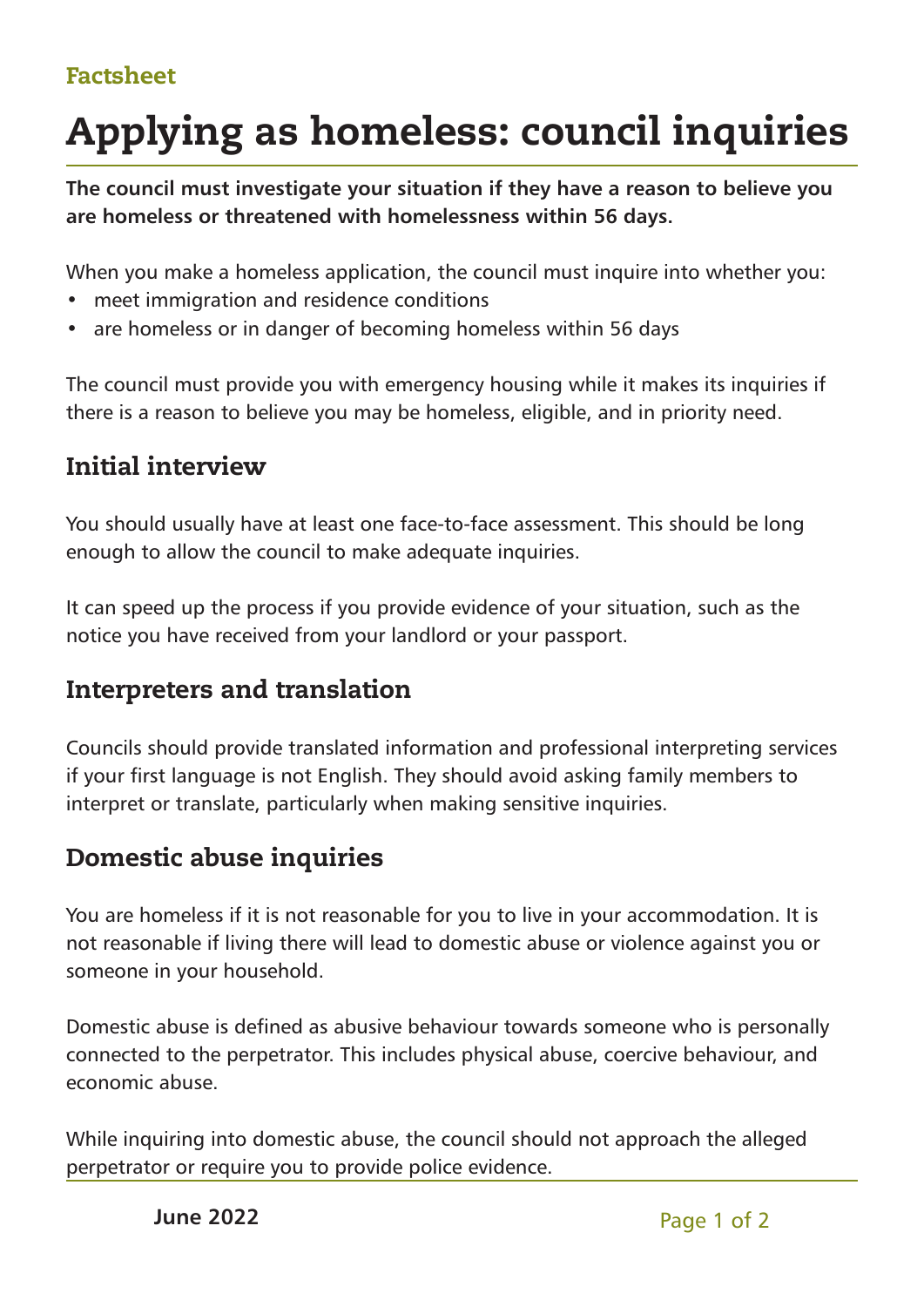Factsheet

# Applying as homeless: council inquiries

**The council must investigate your situation if they have a reason to believe you are homeless or threatened with homelessness within 56 days.**

When you make a homeless application, the council must inquire into whether you:

- meet immigration and residence conditions
- are homeless or in danger of becoming homeless within 56 days

The council must provide you with emergency housing while it makes its inquiries if there is a reason to believe you may be homeless, eligible, and in priority need.

## Initial interview

You should usually have at least one face-to-face assessment. This should be long enough to allow the council to make adequate inquiries.

It can speed up the process if you provide evidence of your situation, such as the notice you have received from your landlord or your passport.

## Interpreters and translation

Councils should provide translated information and professional interpreting services if your first language is not English. They should avoid asking family members to interpret or translate, particularly when making sensitive inquiries.

## Domestic abuse inquiries

You are homeless if it is not reasonable for you to live in your accommodation. It is not reasonable if living there will lead to domestic abuse or violence against you or someone in your household.

Domestic abuse is defined as abusive behaviour towards someone who is personally connected to the perpetrator. This includes physical abuse, coercive behaviour, and economic abuse.

While inquiring into domestic abuse, the council should not approach the alleged perpetrator or require you to provide police evidence.

June 2022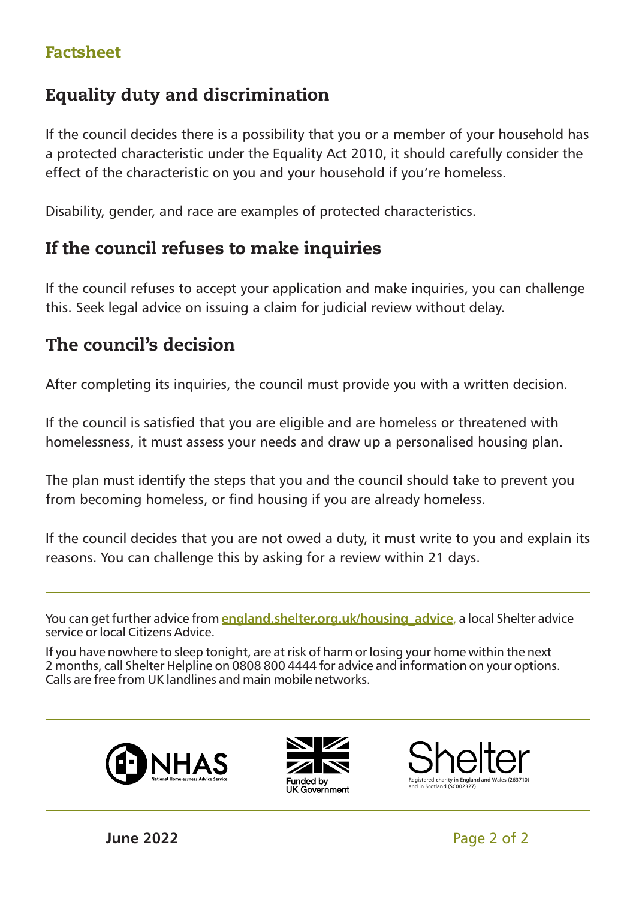Factsheet

## Equality duty and discrimination

If the council decides there is a possibility that you or a member of your household has a protected characteristic under the Equality Act 2010, it should carefully consider the effect of the characteristic on you and your household if you're homeless.

Disability, gender, and race are examples of protected characteristics.

## If the council refuses to make inquiries

If the council refuses to accept your application and make inquiries, you can challenge this. Seek legal advice on issuing a claim for judicial review without delay.

## The council's decision

After completing its inquiries, the council must provide you with a written decision.

If the council is satisfied that you are eligible and are homeless or threatened with homelessness, it must assess your needs and draw up a personalised housing plan.

The plan must identify the steps that you and the council should take to prevent you from becoming homeless, or find housing if you are already homeless.

If the council decides that you are not owed a duty, it must write to you and explain its reasons. You can challenge this by asking for a review within 21 days.

---

You can get further advice from **england.shelter.org.uk/housing_advice**, a local Shelter advice service or local Citizens Advice.

If you have nowhere to sleep tonight, are at risk of harm or losing your home within the next 2 months, call Shelter Helpline on 0808 800 4444 for advice and information on your options. Calls are free from UK landlines and main mobile networks.

---

NHAS National Homelessness Advice Service

Funded by UK Government

Shelter
Registered charity in England and Wales (263710) and in Scotland (SC002327).

**June 2022**